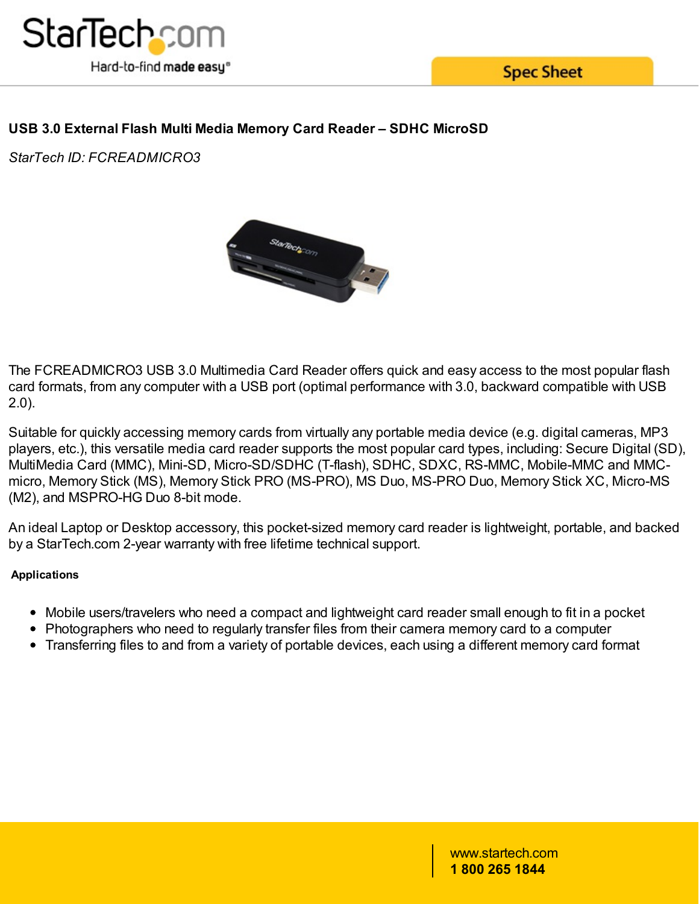# USB 3.0 External Flash Multi Media Memory Card Reader – SDHC MicroSD

*StarTech ID: FCREADMICRO3*

The FCREADMICRO3 USB 3.0 Multimedia Card Reader offers quick and easy access to the most popular flash card formats, from any computer with a USB port (optimal performance with 3.0, backward compatible with USB 2.0).

Suitable for quickly accessing memory cards from virtually any portable media device (e.g. digital cameras, MP3 players, etc.), this versatile media card reader supports the most popular card types, including: Secure Digital (SD), MultiMedia Card (MMC), Mini-SD, Micro-SD/SDHC (T-flash), SDHC, SDXC, RS-MMC, Mobile-MMC and MMC-micro, Memory Stick (MS), Memory Stick PRO (MS-PRO), MS Duo, MS-PRO Duo, Memory Stick XC, Micro-MS (M2), and MSPRO-HG Duo 8-bit mode.

An ideal Laptop or Desktop accessory, this pocket-sized memory card reader is lightweight, portable, and backed by a StarTech.com 2-year warranty with free lifetime technical support.

## Applications

- Mobile users/travelers who need a compact and lightweight card reader small enough to fit in a pocket
- Photographers who need to regularly transfer files from their camera memory card to a computer
- Transferring files to and from a variety of portable devices, each using a different memory card format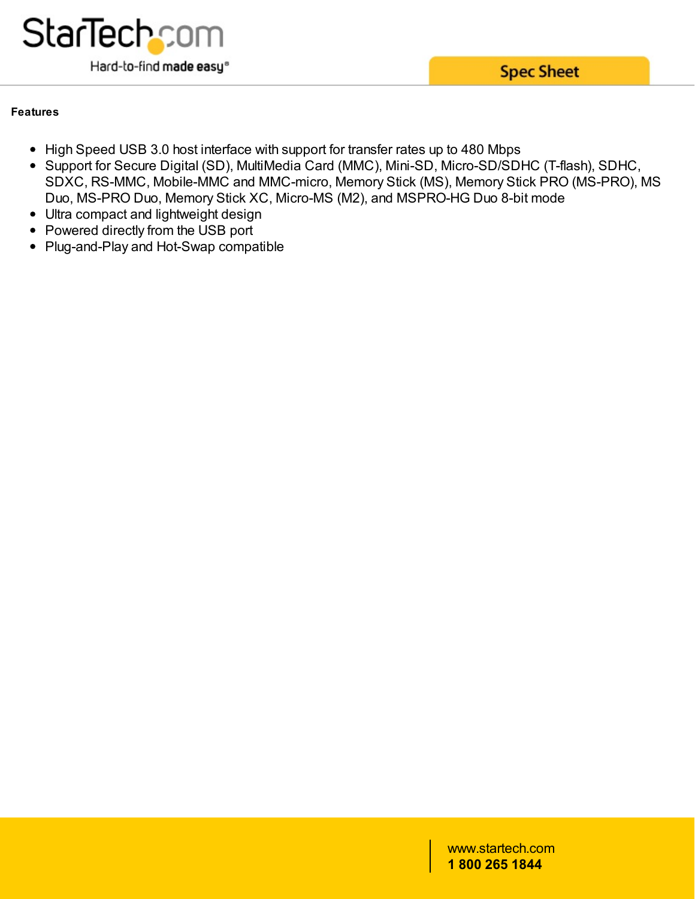## Features

- High Speed USB 3.0 host interface with support for transfer rates up to 480 Mbps
- Support for Secure Digital (SD), MultiMedia Card (MMC), Mini-SD, Micro-SD/SDHC (T-flash), SDHC, SDXC, RS-MMC, Mobile-MMC and MMC-micro, Memory Stick (MS), Memory Stick PRO (MS-PRO), MS Duo, MS-PRO Duo, Memory Stick XC, Micro-MS (M2), and MSPRO-HG Duo 8-bit mode
- Ultra compact and lightweight design
- Powered directly from the USB port
- Plug-and-Play and Hot-Swap compatible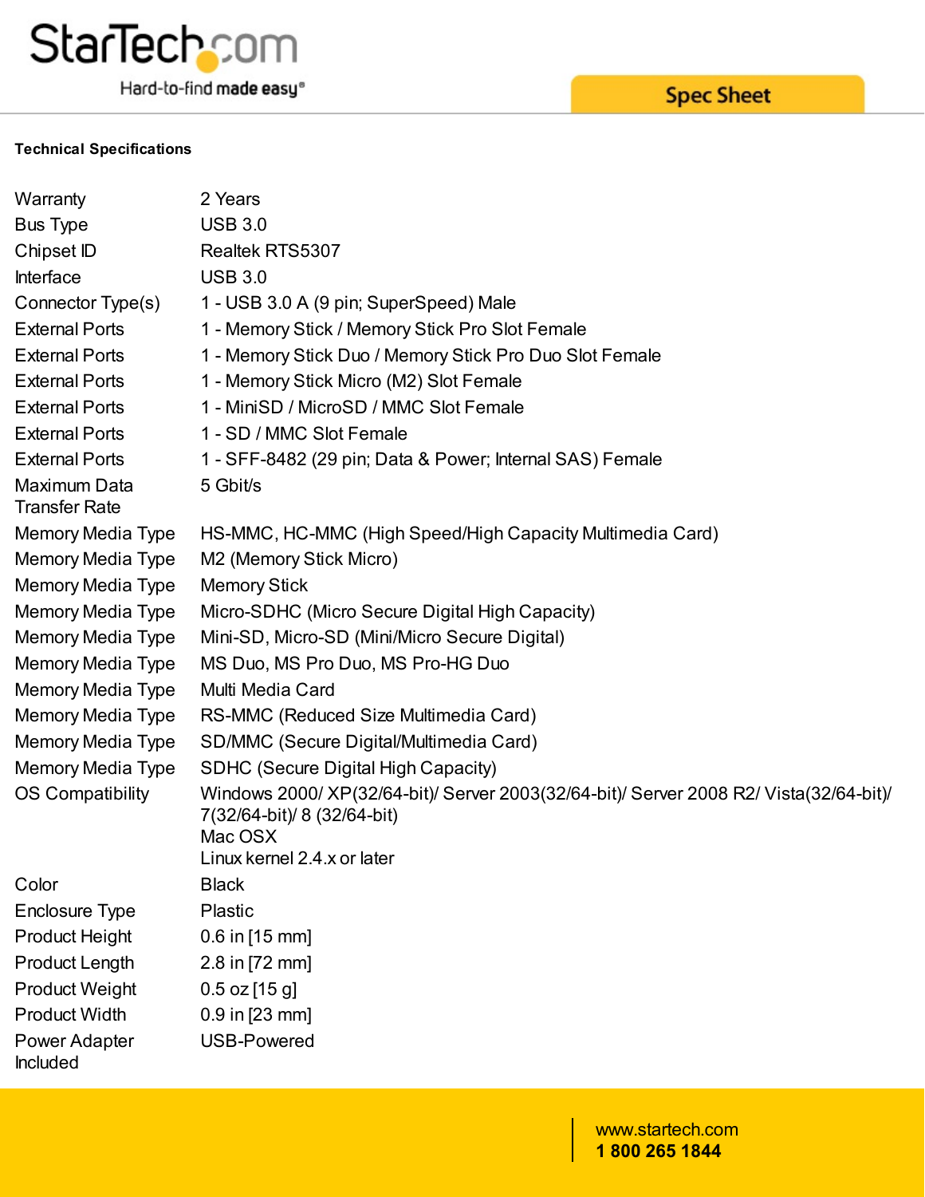**Technical Specifications**

| | |
|---|---|
| Warranty | 2 Years |
| Bus Type | USB 3.0 |
| Chipset ID | Realtek RTS5307 |
| Interface | USB 3.0 |
| Connector Type(s) | 1 - USB 3.0 A (9 pin; SuperSpeed) Male |
| External Ports | 1 - Memory Stick / Memory Stick Pro Slot Female |
| External Ports | 1 - Memory Stick Duo / Memory Stick Pro Duo Slot Female |
| External Ports | 1 - Memory Stick Micro (M2) Slot Female |
| External Ports | 1 - MiniSD / MicroSD / MMC Slot Female |
| External Ports | 1 - SD / MMC Slot Female |
| External Ports | 1 - SFF-8482 (29 pin; Data & Power; Internal SAS) Female |
| Maximum Data Transfer Rate | 5 Gbit/s |
| Memory Media Type | HS-MMC, HC-MMC (High Speed/High Capacity Multimedia Card) |
| Memory Media Type | M2 (Memory Stick Micro) |
| Memory Media Type | Memory Stick |
| Memory Media Type | Micro-SDHC (Micro Secure Digital High Capacity) |
| Memory Media Type | Mini-SD, Micro-SD (Mini/Micro Secure Digital) |
| Memory Media Type | MS Duo, MS Pro Duo, MS Pro-HG Duo |
| Memory Media Type | Multi Media Card |
| Memory Media Type | RS-MMC (Reduced Size Multimedia Card) |
| Memory Media Type | SD/MMC (Secure Digital/Multimedia Card) |
| Memory Media Type | SDHC (Secure Digital High Capacity) |
| OS Compatibility | Windows 2000/ XP(32/64-bit)/ Server 2003(32/64-bit)/ Server 2008 R2/ Vista(32/64-bit)/ 7(32/64-bit)/ 8 (32/64-bit)<br>Mac OSX<br>Linux kernel 2.4.x or later |
| Color | Black |
| Enclosure Type | Plastic |
| Product Height | 0.6 in [15 mm] |
| Product Length | 2.8 in [72 mm] |
| Product Weight | 0.5 oz [15 g] |
| Product Width | 0.9 in [23 mm] |
| Power Adapter Included | USB-Powered |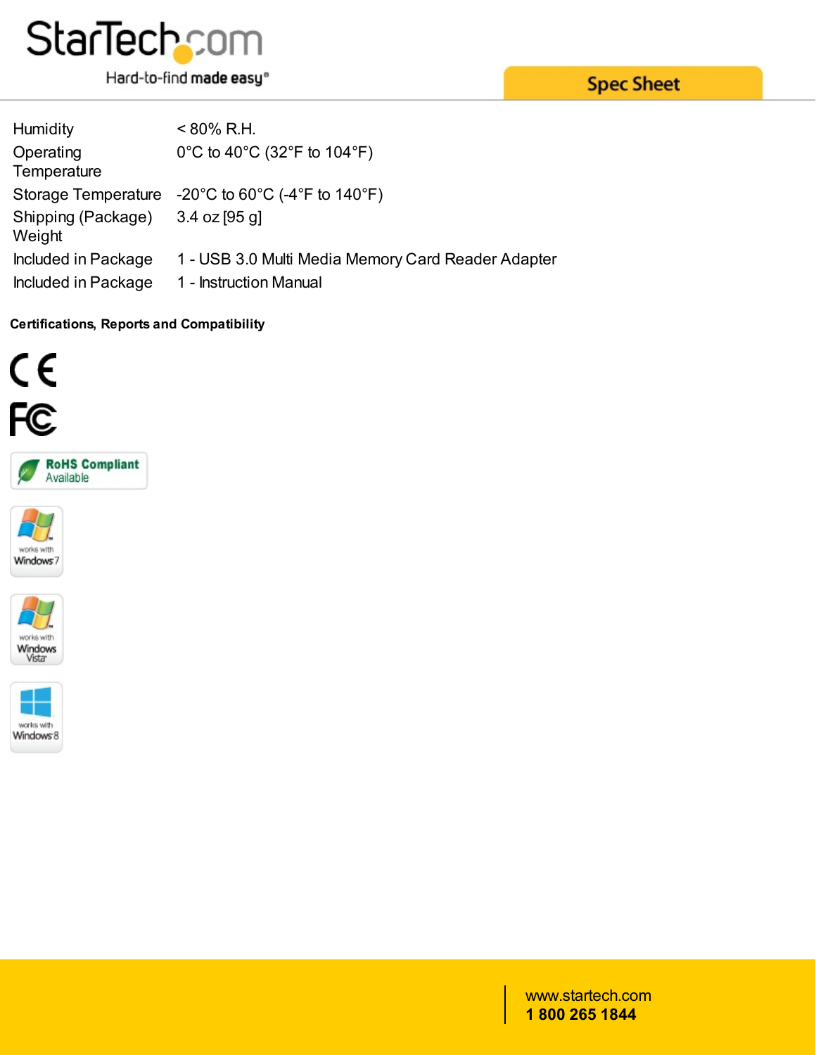| | |
|---|---|
| Humidity | < 80% R.H. |
| Operating Temperature | 0°C to 40°C (32°F to 104°F) |
| Storage Temperature | -20°C to 60°C (-4°F to 140°F) |
| Shipping (Package) Weight | 3.4 oz [95 g] |
| Included in Package | 1 - USB 3.0 Multi Media Memory Card Reader Adapter |
| Included in Package | 1 - Instruction Manual |

**Certifications, Reports and Compatibility**